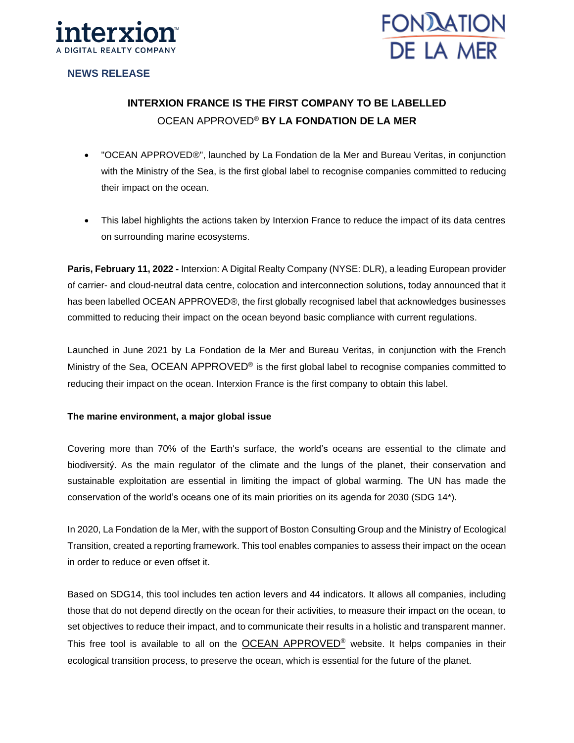**NEWS RELEASE**

# INTERXION FRANCE IS THE FIRST COMPANY TO BE LABELLED OCEAN APPROVED® BY LA FONDATION DE LA MER

- "OCEAN APPROVED®", launched by La Fondation de la Mer and Bureau Veritas, in conjunction with the Ministry of the Sea, is the first global label to recognise companies committed to reducing their impact on the ocean.
- This label highlights the actions taken by Interxion France to reduce the impact of its data centres on surrounding marine ecosystems.

**Paris, February 11, 2022 -** Interxion: A Digital Realty Company (NYSE: DLR), a leading European provider of carrier- and cloud-neutral data centre, colocation and interconnection solutions, today announced that it has been labelled OCEAN APPROVED®, the first globally recognised label that acknowledges businesses committed to reducing their impact on the ocean beyond basic compliance with current regulations.

Launched in June 2021 by La Fondation de la Mer and Bureau Veritas, in conjunction with the French Ministry of the Sea, OCEAN APPROVED® is the first global label to recognise companies committed to reducing their impact on the ocean. Interxion France is the first company to obtain this label.

**The marine environment, a major global issue**

Covering more than 70% of the Earth's surface, the world's oceans are essential to the climate and biodiversitý. As the main regulator of the climate and the lungs of the planet, their conservation and sustainable exploitation are essential in limiting the impact of global warming. The UN has made the conservation of the world's oceans one of its main priorities on its agenda for 2030 (SDG 14*).

In 2020, La Fondation de la Mer, with the support of Boston Consulting Group and the Ministry of Ecological Transition, created a reporting framework. This tool enables companies to assess their impact on the ocean in order to reduce or even offset it.

Based on SDG14, this tool includes ten action levers and 44 indicators. It allows all companies, including those that do not depend directly on the ocean for their activities, to measure their impact on the ocean, to set objectives to reduce their impact, and to communicate their results in a holistic and transparent manner. This free tool is available to all on the OCEAN APPROVED® website. It helps companies in their ecological transition process, to preserve the ocean, which is essential for the future of the planet.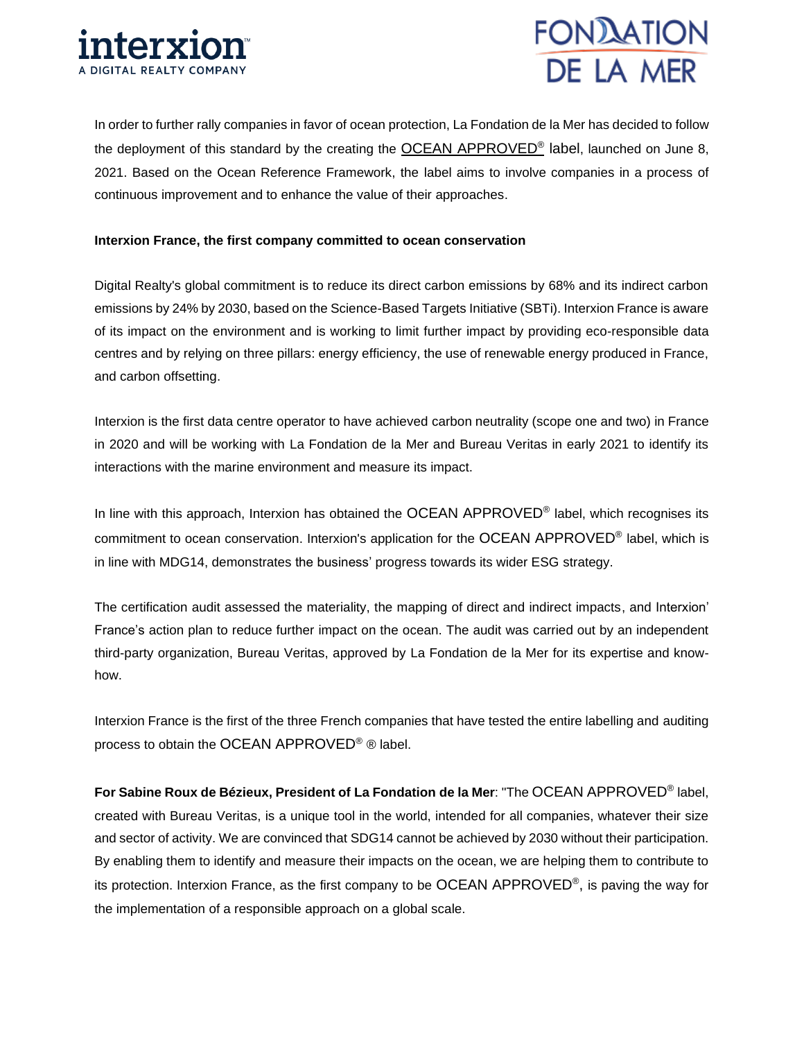In order to further rally companies in favor of ocean protection, La Fondation de la Mer has decided to follow the deployment of this standard by the creating the OCEAN APPROVED® label, launched on June 8, 2021. Based on the Ocean Reference Framework, the label aims to involve companies in a process of continuous improvement and to enhance the value of their approaches.

**Interxion France, the first company committed to ocean conservation**

Digital Realty's global commitment is to reduce its direct carbon emissions by 68% and its indirect carbon emissions by 24% by 2030, based on the Science-Based Targets Initiative (SBTi). Interxion France is aware of its impact on the environment and is working to limit further impact by providing eco-responsible data centres and by relying on three pillars: energy efficiency, the use of renewable energy produced in France, and carbon offsetting.

Interxion is the first data centre operator to have achieved carbon neutrality (scope one and two) in France in 2020 and will be working with La Fondation de la Mer and Bureau Veritas in early 2021 to identify its interactions with the marine environment and measure its impact.

In line with this approach, Interxion has obtained the OCEAN APPROVED® label, which recognises its commitment to ocean conservation. Interxion's application for the OCEAN APPROVED® label, which is in line with MDG14, demonstrates the business' progress towards its wider ESG strategy.

The certification audit assessed the materiality, the mapping of direct and indirect impacts, and Interxion' France's action plan to reduce further impact on the ocean. The audit was carried out by an independent third-party organization, Bureau Veritas, approved by La Fondation de la Mer for its expertise and know-how.

Interxion France is the first of the three French companies that have tested the entire labelling and auditing process to obtain the OCEAN APPROVED® ® label.

**For Sabine Roux de Bézieux, President of La Fondation de la Mer**: "The OCEAN APPROVED® label, created with Bureau Veritas, is a unique tool in the world, intended for all companies, whatever their size and sector of activity. We are convinced that SDG14 cannot be achieved by 2030 without their participation. By enabling them to identify and measure their impacts on the ocean, we are helping them to contribute to its protection. Interxion France, as the first company to be OCEAN APPROVED®, is paving the way for the implementation of a responsible approach on a global scale.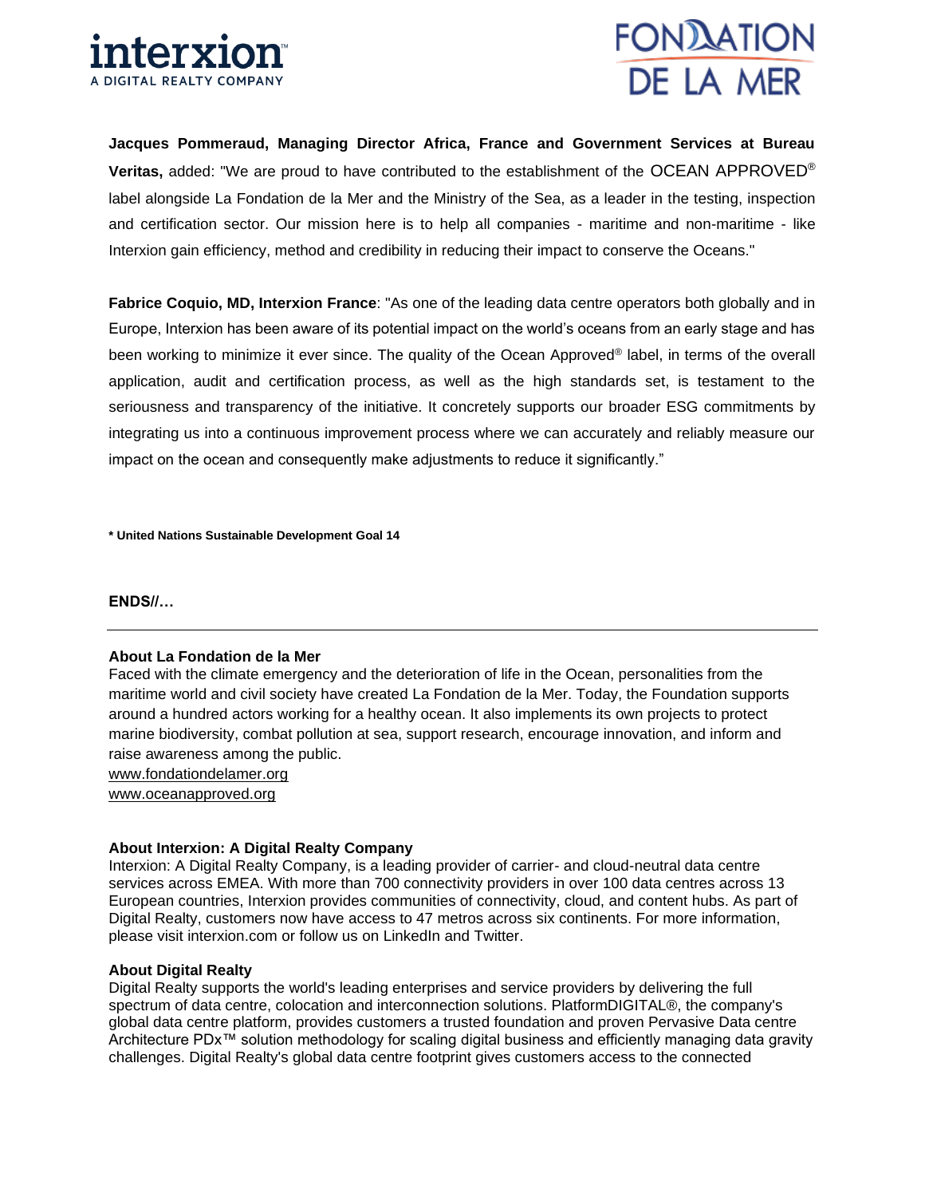**Jacques Pommeraud, Managing Director Africa, France and Government Services at Bureau Veritas,** added: "We are proud to have contributed to the establishment of the OCEAN APPROVED® label alongside La Fondation de la Mer and the Ministry of the Sea, as a leader in the testing, inspection and certification sector. Our mission here is to help all companies - maritime and non-maritime - like Interxion gain efficiency, method and credibility in reducing their impact to conserve the Oceans."

**Fabrice Coquio, MD, Interxion France**: "As one of the leading data centre operators both globally and in Europe, Interxion has been aware of its potential impact on the world's oceans from an early stage and has been working to minimize it ever since. The quality of the Ocean Approved® label, in terms of the overall application, audit and certification process, as well as the high standards set, is testament to the seriousness and transparency of the initiative. It concretely supports our broader ESG commitments by integrating us into a continuous improvement process where we can accurately and reliably measure our impact on the ocean and consequently make adjustments to reduce it significantly."

**\* United Nations Sustainable Development Goal 14**

**ENDS//…**

---

**About La Fondation de la Mer**

Faced with the climate emergency and the deterioration of life in the Ocean, personalities from the maritime world and civil society have created La Fondation de la Mer. Today, the Foundation supports around a hundred actors working for a healthy ocean. It also implements its own projects to protect marine biodiversity, combat pollution at sea, support research, encourage innovation, and inform and raise awareness among the public.
www.fondationdelamer.org
www.oceanapproved.org

**About Interxion: A Digital Realty Company**

Interxion: A Digital Realty Company, is a leading provider of carrier- and cloud-neutral data centre services across EMEA. With more than 700 connectivity providers in over 100 data centres across 13 European countries, Interxion provides communities of connectivity, cloud, and content hubs. As part of Digital Realty, customers now have access to 47 metros across six continents. For more information, please visit interxion.com or follow us on LinkedIn and Twitter.

**About Digital Realty**

Digital Realty supports the world's leading enterprises and service providers by delivering the full spectrum of data centre, colocation and interconnection solutions. PlatformDIGITAL®, the company's global data centre platform, provides customers a trusted foundation and proven Pervasive Data centre Architecture PDx™ solution methodology for scaling digital business and efficiently managing data gravity challenges. Digital Realty's global data centre footprint gives customers access to the connected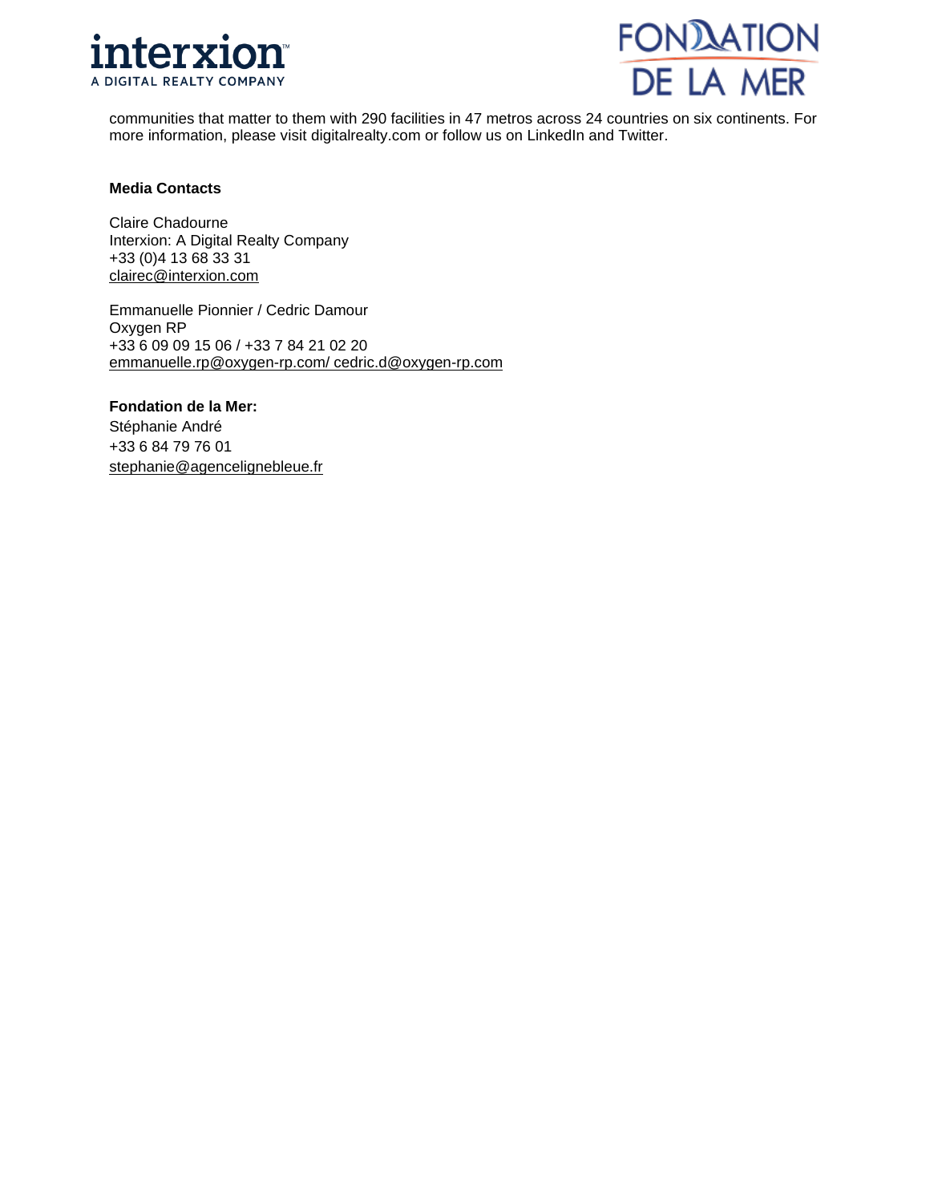communities that matter to them with 290 facilities in 47 metros across 24 countries on six continents. For more information, please visit digitalrealty.com or follow us on LinkedIn and Twitter.

**Media Contacts**

Claire Chadourne
Interxion: A Digital Realty Company
+33 (0)4 13 68 33 31
clairec@interxion.com

Emmanuelle Pionnier / Cedric Damour
Oxygen RP
+33 6 09 09 15 06 / +33 7 84 21 02 20
emmanuelle.rp@oxygen-rp.com/ cedric.d@oxygen-rp.com

**Fondation de la Mer:**
Stéphanie André
+33 6 84 79 76 01
stephanie@agencelignebleue.fr